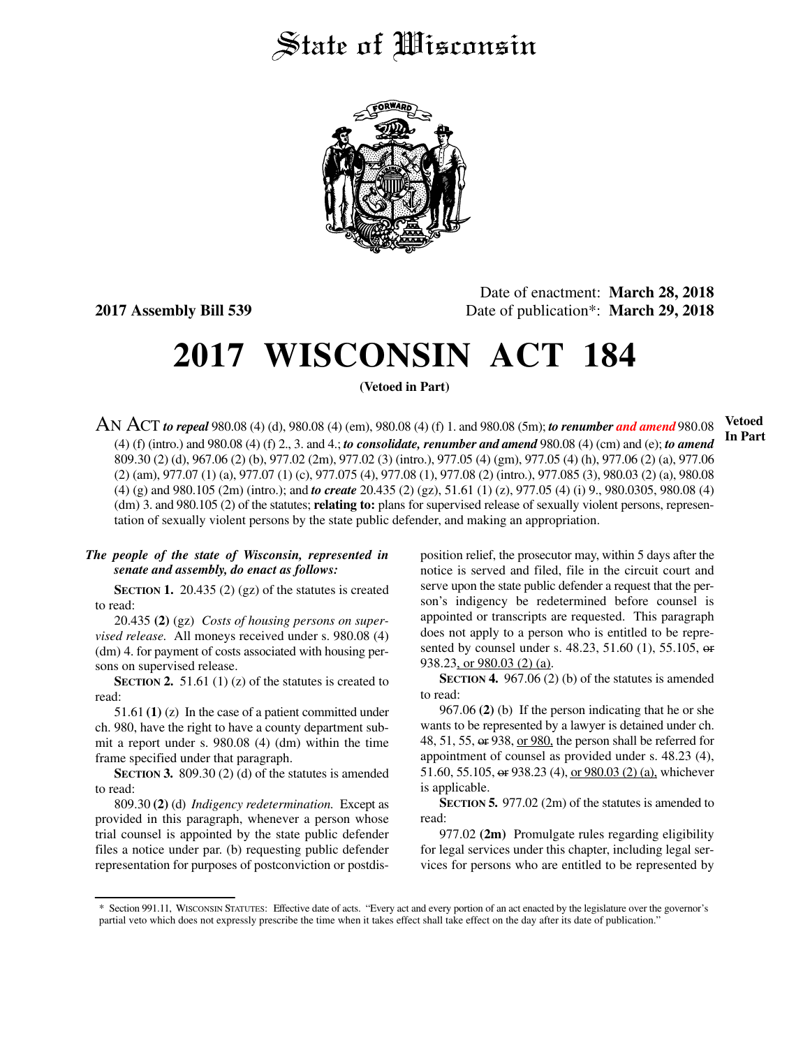# State of Wisconsin

**2017 Assembly Bill 539**

Date of enactment: **March 28, 2018**
Date of publication*: **March 29, 2018**

# 2017 WISCONSIN ACT 184

**(Vetoed in Part)**

**Vetoed In Part**

AN ACT *to repeal* 980.08 (4) (d), 980.08 (4) (em), 980.08 (4) (f) 1. and 980.08 (5m); *to renumber and amend* 980.08 (4) (f) (intro.) and 980.08 (4) (f) 2., 3. and 4.; *to consolidate, renumber and amend* 980.08 (4) (cm) and (e); *to amend* 809.30 (2) (d), 967.06 (2) (b), 977.02 (2m), 977.02 (3) (intro.), 977.05 (4) (gm), 977.05 (4) (h), 977.06 (2) (a), 977.06 (2) (am), 977.07 (1) (a), 977.07 (1) (c), 977.075 (4), 977.08 (1), 977.08 (2) (intro.), 977.085 (3), 980.03 (2) (a), 980.08 (4) (g) and 980.105 (2m) (intro.); and *to create* 20.435 (2) (gz), 51.61 (1) (z), 977.05 (4) (i) 9., 980.0305, 980.08 (4) (dm) 3. and 980.105 (2) of the statutes; **relating to:** plans for supervised release of sexually violent persons, representation of sexually violent persons by the state public defender, and making an appropriation.

***The people of the state of Wisconsin, represented in senate and assembly, do enact as follows:***

**SECTION 1.** 20.435 (2) (gz) of the statutes is created to read:

20.435 **(2)** (gz) *Costs of housing persons on supervised release.* All moneys received under s. 980.08 (4) (dm) 4. for payment of costs associated with housing persons on supervised release.

**SECTION 2.** 51.61 (1) (z) of the statutes is created to read:

51.61 **(1)** (z) In the case of a patient committed under ch. 980, have the right to have a county department submit a report under s. 980.08 (4) (dm) within the time frame specified under that paragraph.

**SECTION 3.** 809.30 (2) (d) of the statutes is amended to read:

809.30 **(2)** (d) *Indigency redetermination.* Except as provided in this paragraph, whenever a person whose trial counsel is appointed by the state public defender files a notice under par. (b) requesting public defender representation for purposes of postconviction or postdisposition relief, the prosecutor may, within 5 days after the notice is served and filed, file in the circuit court and serve upon the state public defender a request that the person's indigency be redetermined before counsel is appointed or transcripts are requested. This paragraph does not apply to a person who is entitled to be represented by counsel under s. 48.23, 51.60 (1), 55.105, ~~or~~ 938.23, or 980.03 (2) (a).

**SECTION 4.** 967.06 (2) (b) of the statutes is amended to read:

967.06 **(2)** (b) If the person indicating that he or she wants to be represented by a lawyer is detained under ch. 48, 51, 55, ~~or~~ 938, or 980, the person shall be referred for appointment of counsel as provided under s. 48.23 (4), 51.60, 55.105, ~~or~~ 938.23 (4), or 980.03 (2) (a), whichever is applicable.

**SECTION 5.** 977.02 (2m) of the statutes is amended to read:

977.02 **(2m)** Promulgate rules regarding eligibility for legal services under this chapter, including legal services for persons who are entitled to be represented by

---

* Section 991.11, WISCONSIN STATUTES: Effective date of acts. "Every act and every portion of an act enacted by the legislature over the governor's partial veto which does not expressly prescribe the time when it takes effect shall take effect on the day after its date of publication."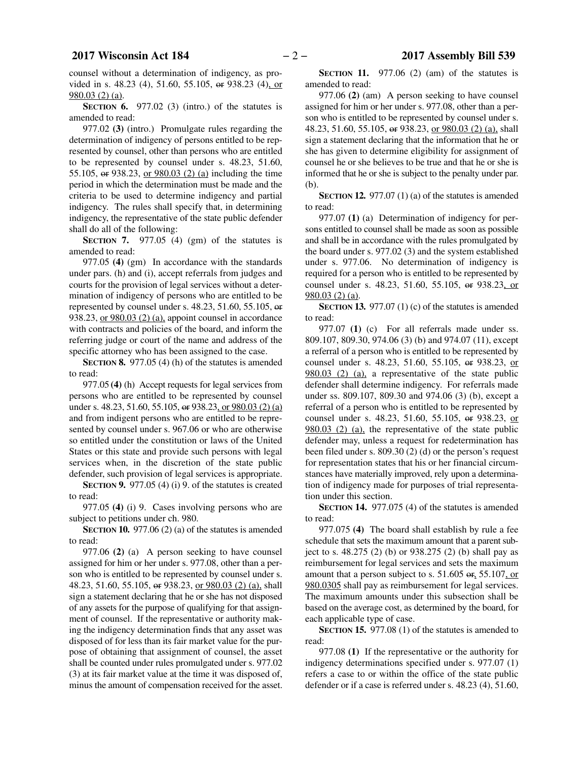counsel without a determination of indigency, as provided in s. 48.23 (4), 51.60, 55.105, ~~or~~ 938.23 (4), or 980.03 (2) (a).

**SECTION 6.** 977.02 (3) (intro.) of the statutes is amended to read:

977.02 **(3)** (intro.) Promulgate rules regarding the determination of indigency of persons entitled to be represented by counsel, other than persons who are entitled to be represented by counsel under s. 48.23, 51.60, 55.105, ~~or~~ 938.23, or 980.03 (2) (a) including the time period in which the determination must be made and the criteria to be used to determine indigency and partial indigency. The rules shall specify that, in determining indigency, the representative of the state public defender shall do all of the following:

**SECTION 7.** 977.05 (4) (gm) of the statutes is amended to read:

977.05 **(4)** (gm) In accordance with the standards under pars. (h) and (i), accept referrals from judges and courts for the provision of legal services without a determination of indigency of persons who are entitled to be represented by counsel under s. 48.23, 51.60, 55.105, ~~or~~ 938.23, or 980.03 (2) (a), appoint counsel in accordance with contracts and policies of the board, and inform the referring judge or court of the name and address of the specific attorney who has been assigned to the case.

**SECTION 8.** 977.05 (4) (h) of the statutes is amended to read:

977.05 **(4)** (h) Accept requests for legal services from persons who are entitled to be represented by counsel under s. 48.23, 51.60, 55.105, ~~or~~ 938.23, or 980.03 (2) (a) and from indigent persons who are entitled to be represented by counsel under s. 967.06 or who are otherwise so entitled under the constitution or laws of the United States or this state and provide such persons with legal services when, in the discretion of the state public defender, such provision of legal services is appropriate.

**SECTION 9.** 977.05 (4) (i) 9. of the statutes is created to read:

977.05 **(4)** (i) 9. Cases involving persons who are subject to petitions under ch. 980.

**SECTION 10.** 977.06 (2) (a) of the statutes is amended to read:

977.06 **(2)** (a) A person seeking to have counsel assigned for him or her under s. 977.08, other than a person who is entitled to be represented by counsel under s. 48.23, 51.60, 55.105, ~~or~~ 938.23, or 980.03 (2) (a), shall sign a statement declaring that he or she has not disposed of any assets for the purpose of qualifying for that assignment of counsel. If the representative or authority making the indigency determination finds that any asset was disposed of for less than its fair market value for the purpose of obtaining that assignment of counsel, the asset shall be counted under rules promulgated under s. 977.02 (3) at its fair market value at the time it was disposed of, minus the amount of compensation received for the asset.

**SECTION 11.** 977.06 (2) (am) of the statutes is amended to read:

977.06 **(2)** (am) A person seeking to have counsel assigned for him or her under s. 977.08, other than a person who is entitled to be represented by counsel under s. 48.23, 51.60, 55.105, ~~or~~ 938.23, or 980.03 (2) (a), shall sign a statement declaring that the information that he or she has given to determine eligibility for assignment of counsel he or she believes to be true and that he or she is informed that he or she is subject to the penalty under par. (b).

**SECTION 12.** 977.07 (1) (a) of the statutes is amended to read:

977.07 **(1)** (a) Determination of indigency for persons entitled to counsel shall be made as soon as possible and shall be in accordance with the rules promulgated by the board under s. 977.02 (3) and the system established under s. 977.06. No determination of indigency is required for a person who is entitled to be represented by counsel under s. 48.23, 51.60, 55.105, ~~or~~ 938.23, or 980.03 (2) (a).

**SECTION 13.** 977.07 (1) (c) of the statutes is amended to read:

977.07 **(1)** (c) For all referrals made under ss. 809.107, 809.30, 974.06 (3) (b) and 974.07 (11), except a referral of a person who is entitled to be represented by counsel under s. 48.23, 51.60, 55.105, ~~or~~ 938.23, or 980.03 (2) (a), a representative of the state public defender shall determine indigency. For referrals made under ss. 809.107, 809.30 and 974.06 (3) (b), except a referral of a person who is entitled to be represented by counsel under s. 48.23, 51.60, 55.105, ~~or~~ 938.23, or 980.03 (2) (a), the representative of the state public defender may, unless a request for redetermination has been filed under s. 809.30 (2) (d) or the person's request for representation states that his or her financial circumstances have materially improved, rely upon a determination of indigency made for purposes of trial representation under this section.

**SECTION 14.** 977.075 (4) of the statutes is amended to read:

977.075 **(4)** The board shall establish by rule a fee schedule that sets the maximum amount that a parent subject to s. 48.275 (2) (b) or 938.275 (2) (b) shall pay as reimbursement for legal services and sets the maximum amount that a person subject to s. 51.605 ~~or~~, 55.107, or 980.0305 shall pay as reimbursement for legal services. The maximum amounts under this subsection shall be based on the average cost, as determined by the board, for each applicable type of case.

**SECTION 15.** 977.08 (1) of the statutes is amended to read:

977.08 **(1)** If the representative or the authority for indigency determinations specified under s. 977.07 (1) refers a case to or within the office of the state public defender or if a case is referred under s. 48.23 (4), 51.60,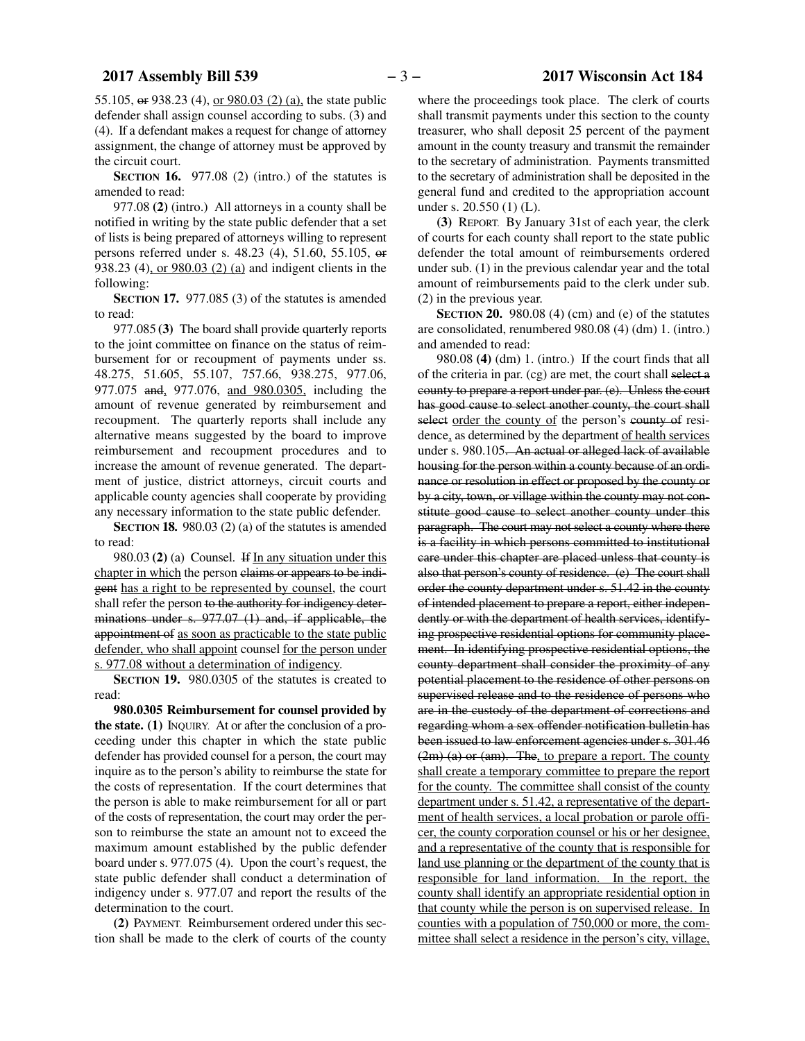55.105, ~~or~~ 938.23 (4), or 980.03 (2) (a), the state public defender shall assign counsel according to subs. (3) and (4). If a defendant makes a request for change of attorney assignment, the change of attorney must be approved by the circuit court.

**SECTION 16.** 977.08 (2) (intro.) of the statutes is amended to read:

977.08 **(2)** (intro.) All attorneys in a county shall be notified in writing by the state public defender that a set of lists is being prepared of attorneys willing to represent persons referred under s. 48.23 (4), 51.60, 55.105, ~~or~~ 938.23 (4), or 980.03 (2) (a) and indigent clients in the following:

**SECTION 17.** 977.085 (3) of the statutes is amended to read:

977.085 **(3)** The board shall provide quarterly reports to the joint committee on finance on the status of reimbursement for or recoupment of payments under ss. 48.275, 51.605, 55.107, 757.66, 938.275, 977.06, 977.075 ~~and~~, 977.076, and 980.0305, including the amount of revenue generated by reimbursement and recoupment. The quarterly reports shall include any alternative means suggested by the board to improve reimbursement and recoupment procedures and to increase the amount of revenue generated. The department of justice, district attorneys, circuit courts and applicable county agencies shall cooperate by providing any necessary information to the state public defender.

**SECTION 18.** 980.03 (2) (a) of the statutes is amended to read:

980.03 **(2)** (a) Counsel. ~~If~~ In any situation under this chapter in which the person ~~claims or appears to be indigent~~ has a right to be represented by counsel, the court shall refer the person ~~to the authority for indigency determinations under s. 977.07 (1) and, if applicable, the appointment of~~ as soon as practicable to the state public defender, who shall appoint counsel for the person under s. 977.08 without a determination of indigency.

**SECTION 19.** 980.0305 of the statutes is created to read:

**980.0305 Reimbursement for counsel provided by the state. (1)** INQUIRY. At or after the conclusion of a proceeding under this chapter in which the state public defender has provided counsel for a person, the court may inquire as to the person's ability to reimburse the state for the costs of representation. If the court determines that the person is able to make reimbursement for all or part of the costs of representation, the court may order the person to reimburse the state an amount not to exceed the maximum amount established by the public defender board under s. 977.075 (4). Upon the court's request, the state public defender shall conduct a determination of indigency under s. 977.07 and report the results of the determination to the court.

**(2)** PAYMENT. Reimbursement ordered under this section shall be made to the clerk of courts of the county where the proceedings took place. The clerk of courts shall transmit payments under this section to the county treasurer, who shall deposit 25 percent of the payment amount in the county treasury and transmit the remainder to the secretary of administration. Payments transmitted to the secretary of administration shall be deposited in the general fund and credited to the appropriation account under s. 20.550 (1) (L).

**(3)** REPORT. By January 31st of each year, the clerk of courts for each county shall report to the state public defender the total amount of reimbursements ordered under sub. (1) in the previous calendar year and the total amount of reimbursements paid to the clerk under sub. (2) in the previous year.

**SECTION 20.** 980.08 (4) (cm) and (e) of the statutes are consolidated, renumbered 980.08 (4) (dm) 1. (intro.) and amended to read:

980.08 **(4)** (dm) 1. (intro.) If the court finds that all of the criteria in par. (cg) are met, the court shall ~~select a county to prepare a report under par. (e). Unless~~ ~~the court has good cause to select another county, the court shall select~~ order the county of the person's ~~county of~~ residence, as determined by the department of health services under s. 980.105~~. An actual or alleged lack of available housing for the person within a county because of an ordinance or resolution in effect or proposed by the county or by a city, town, or village within the county may not constitute good cause to select another county under this paragraph. The court may not select a county where there is a facility in which persons committed to institutional care under this chapter are placed unless that county is also that person's county of residence. (e) The court shall order the county department under s. 51.42 in the county of intended placement to prepare a report, either independently or with the department of health services, identifying prospective residential options for community placement. In identifying prospective residential options, the county department shall consider the proximity of any potential placement to the residence of other persons on supervised release and to the residence of persons who are in the custody of the department of corrections and regarding whom a sex offender notification bulletin has been issued to law enforcement agencies under s. 301.46 (2m) (a) or (am). The~~, to prepare a report. The county shall create a temporary committee to prepare the report for the county. The committee shall consist of the county department under s. 51.42, a representative of the department of health services, a local probation or parole officer, the county corporation counsel or his or her designee, and a representative of the county that is responsible for land use planning or the department of the county that is responsible for land information. In the report, the county shall identify an appropriate residential option in that county while the person is on supervised release. In counties with a population of 750,000 or more, the committee shall select a residence in the person's city, village,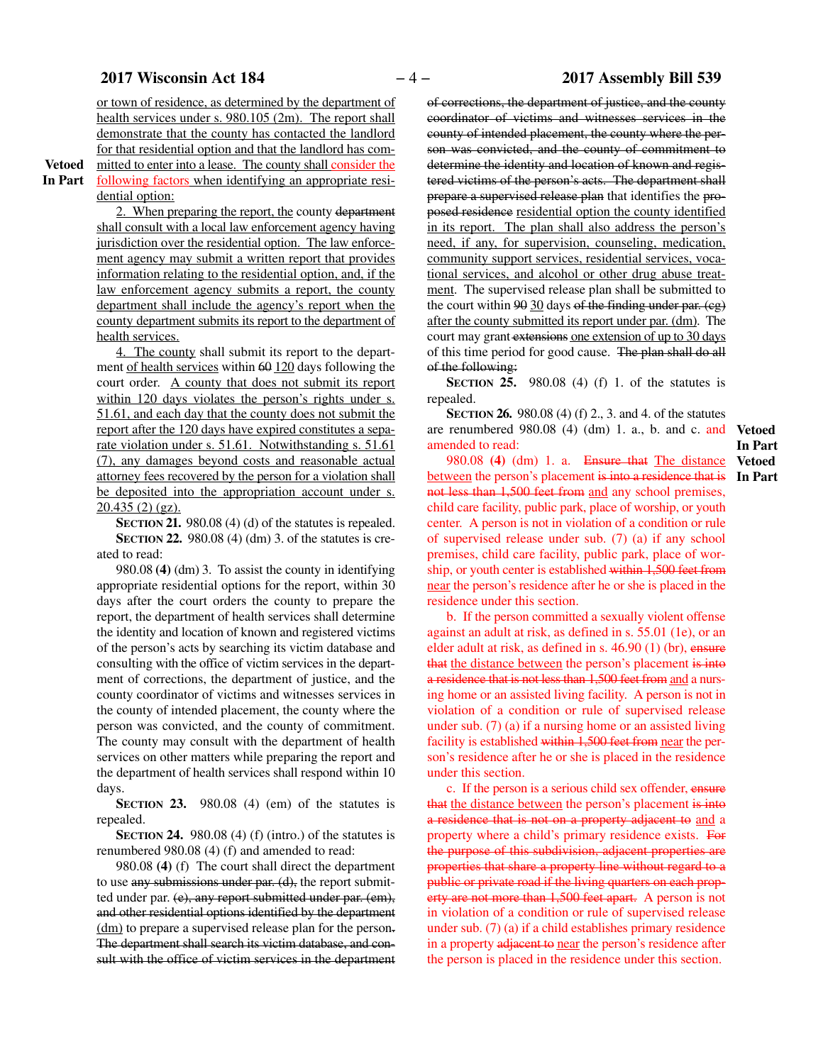or town of residence, as determined by the department of health services under s. 980.105 (2m). The report shall demonstrate that the county has contacted the landlord for that residential option and that the landlord has committed to enter into a lease. The county shall consider the following factors when identifying an appropriate residential option:

**Vetoed In Part**

2. When preparing the report, the county department shall consult with a local law enforcement agency having jurisdiction over the residential option. The law enforcement agency may submit a written report that provides information relating to the residential option, and, if the law enforcement agency submits a report, the county department shall include the agency's report when the county department submits its report to the department of health services.

4. The county shall submit its report to the department of health services within 60 120 days following the court order. A county that does not submit its report within 120 days violates the person's rights under s. 51.61, and each day that the county does not submit the report after the 120 days have expired constitutes a separate violation under s. 51.61. Notwithstanding s. 51.61 (7), any damages beyond costs and reasonable actual attorney fees recovered by the person for a violation shall be deposited into the appropriation account under s. 20.435 (2) (gz).

**SECTION 21.** 980.08 (4) (d) of the statutes is repealed.

**SECTION 22.** 980.08 (4) (dm) 3. of the statutes is created to read:

980.08 **(4)** (dm) 3. To assist the county in identifying appropriate residential options for the report, within 30 days after the court orders the county to prepare the report, the department of health services shall determine the identity and location of known and registered victims of the person's acts by searching its victim database and consulting with the office of victim services in the department of corrections, the department of justice, and the county coordinator of victims and witnesses services in the county of intended placement, the county where the person was convicted, and the county of commitment. The county may consult with the department of health services on other matters while preparing the report and the department of health services shall respond within 10 days.

**SECTION 23.** 980.08 (4) (em) of the statutes is repealed.

**SECTION 24.** 980.08 (4) (f) (intro.) of the statutes is renumbered 980.08 (4) (f) and amended to read:

980.08 **(4)** (f) The court shall direct the department to use any submissions under par. (d), the report submitted under par. (e), any report submitted under par. (em), and other residential options identified by the department (dm) to prepare a supervised release plan for the person. The department shall search its victim database, and consult with the office of victim services in the department of corrections, the department of justice, and the county coordinator of victims and witnesses services in the county of intended placement, the county where the person was convicted, and the county of commitment to determine the identity and location of known and registered victims of the person's acts. The department shall prepare a supervised release plan that identifies the proposed residence residential option the county identified in its report. The plan shall also address the person's need, if any, for supervision, counseling, medication, community support services, residential services, vocational services, and alcohol or other drug abuse treatment. The supervised release plan shall be submitted to the court within 90 30 days of the finding under par. (cg) after the county submitted its report under par. (dm). The court may grant extensions one extension of up to 30 days of this time period for good cause. The plan shall do all of the following:

**SECTION 25.** 980.08 (4) (f) 1. of the statutes is repealed.

**SECTION 26.** 980.08 (4) (f) 2., 3. and 4. of the statutes are renumbered 980.08 (4) (dm) 1. a., b. and c. and amended to read:

**Vetoed In Part**

**Vetoed In Part**

980.08 **(4)** (dm) 1. a. Ensure that The distance between the person's placement is into a residence that is not less than 1,500 feet from and any school premises, child care facility, public park, place of worship, or youth center. A person is not in violation of a condition or rule of supervised release under sub. (7) (a) if any school premises, child care facility, public park, place of worship, or youth center is established within 1,500 feet from near the person's residence after he or she is placed in the residence under this section.

b. If the person committed a sexually violent offense against an adult at risk, as defined in s. 55.01 (1e), or an elder adult at risk, as defined in s. 46.90 (1) (br), ensure that the distance between the person's placement is into a residence that is not less than 1,500 feet from and a nursing home or an assisted living facility. A person is not in violation of a condition or rule of supervised release under sub. (7) (a) if a nursing home or an assisted living facility is established within 1,500 feet from near the person's residence after he or she is placed in the residence under this section.

c. If the person is a serious child sex offender, ensure that the distance between the person's placement is into a residence that is not on a property adjacent to and a property where a child's primary residence exists. For the purpose of this subdivision, adjacent properties are properties that share a property line without regard to a public or private road if the living quarters on each property are not more than 1,500 feet apart. A person is not in violation of a condition or rule of supervised release under sub. (7) (a) if a child establishes primary residence in a property adjacent to near the person's residence after the person is placed in the residence under this section.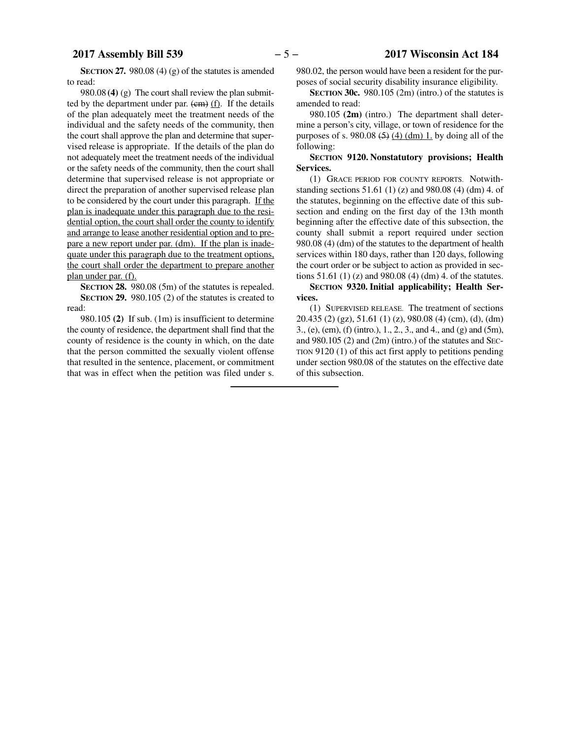**SECTION 27.** 980.08 (4) (g) of the statutes is amended to read:

980.08 **(4)** (g) The court shall review the plan submitted by the department under par. ~~(cm)~~ (f). If the details of the plan adequately meet the treatment needs of the individual and the safety needs of the community, then the court shall approve the plan and determine that supervised release is appropriate. If the details of the plan do not adequately meet the treatment needs of the individual or the safety needs of the community, then the court shall determine that supervised release is not appropriate or direct the preparation of another supervised release plan to be considered by the court under this paragraph. If the plan is inadequate under this paragraph due to the residential option, the court shall order the county to identify and arrange to lease another residential option and to prepare a new report under par. (dm). If the plan is inadequate under this paragraph due to the treatment options, the court shall order the department to prepare another plan under par. (f).

**SECTION 28.** 980.08 (5m) of the statutes is repealed.

**SECTION 29.** 980.105 (2) of the statutes is created to read:

980.105 **(2)** If sub. (1m) is insufficient to determine the county of residence, the department shall find that the county of residence is the county in which, on the date that the person committed the sexually violent offense that resulted in the sentence, placement, or commitment that was in effect when the petition was filed under s. 980.02, the person would have been a resident for the purposes of social security disability insurance eligibility.

**SECTION 30c.** 980.105 (2m) (intro.) of the statutes is amended to read:

980.105 **(2m)** (intro.) The department shall determine a person's city, village, or town of residence for the purposes of s. 980.08 ~~(5)~~ (4) (dm) 1. by doing all of the following:

**SECTION 9120. Nonstatutory provisions; Health Services.**

(1) GRACE PERIOD FOR COUNTY REPORTS. Notwithstanding sections 51.61 (1) (z) and 980.08 (4) (dm) 4. of the statutes, beginning on the effective date of this subsection and ending on the first day of the 13th month beginning after the effective date of this subsection, the county shall submit a report required under section 980.08 (4) (dm) of the statutes to the department of health services within 180 days, rather than 120 days, following the court order or be subject to action as provided in sections 51.61 (1) (z) and 980.08 (4) (dm) 4. of the statutes.

**SECTION 9320. Initial applicability; Health Services.**

(1) SUPERVISED RELEASE. The treatment of sections 20.435 (2) (gz), 51.61 (1) (z), 980.08 (4) (cm), (d), (dm) 3., (e), (em), (f) (intro.), 1., 2., 3., and 4., and (g) and (5m), and 980.105 (2) and (2m) (intro.) of the statutes and SECTION 9120 (1) of this act first apply to petitions pending under section 980.08 of the statutes on the effective date of this subsection.